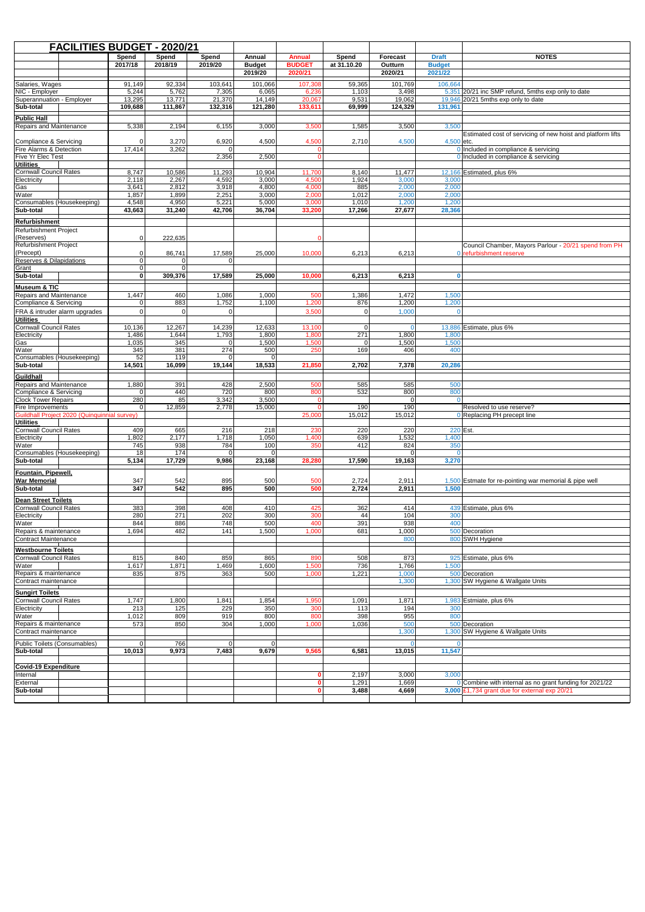# FACILITIES BUDGET - 2020/21

| | | Spend 2017/18 | Spend 2018/19 | Spend 2019/20 | Annual Budget 2019/20 | Annual BUDGET 2020/21 | Spend at 31.10.20 | Forecast Outturn 2020/21 | Draft Budget 2021/22 | NOTES |
|---|---|---|---|---|---|---|---|---|---|---|
| Salaries, Wages | | 91,149 | 92,334 | 103,641 | 101,066 | 107,308 | 59,365 | 101,769 | 106,664 | |
| NIC - Employer | | 5,244 | 5,762 | 7,305 | 6,065 | 6,236 | 1,103 | 3,498 | 5,351 | 20/21 inc SMP refund, 5mths exp only to date |
| Superannuation - Employer | | 13,295 | 13,771 | 21,370 | 14,149 | 20,067 | 9,531 | 19,062 | 19,946 | 20/21 5mths exp only to date |
| **Sub-total** | | **109,688** | **111,867** | **132,316** | **121,280** | **133,611** | **69,999** | **124,329** | **131,961** | |
| **Public Hall** | | | | | | | | | | |
| Repairs and Maintenance | | 5,338 | 2,194 | 6,155 | 3,000 | 3,500 | 1,585 | 3,500 | 3,500 | |
| Compliance & Servicing | | 0 | 3,270 | 6,920 | 4,500 | 4,500 | 2,710 | 4,500 | 4,500 | Estimated cost of servicing of new hoist and platform lifts etc. |
| Fire Alarms & Detection | | 17,414 | 3,262 | 0 | | 0 | | | 0 | Included in compliance & servicing |
| Five Yr Elec Test | | | | 2,356 | 2,500 | 0 | | | 0 | Included in compliance & servicing |
| **Utilities** | | | | | | | | | | |
| Cornwall Council Rates | | 8,747 | 10,586 | 11,293 | 10,904 | 11,700 | 8,140 | 11,477 | 12,166 | Estimated, plus 6% |
| Electricity | | 2,118 | 2,267 | 4,592 | 3,000 | 4,500 | 1,924 | 3,000 | 3,000 | |
| Gas | | 3,641 | 2,812 | 3,918 | 4,800 | 4,000 | 885 | 2,000 | 2,000 | |
| Water | | 1,857 | 1,899 | 2,251 | 3,000 | 2,000 | 1,012 | 2,000 | 2,000 | |
| Consumables (Housekeeping) | | 4,548 | 4,950 | 5,221 | 5,000 | 3,000 | 1,010 | 1,200 | 1,200 | |
| **Sub-total** | | **43,663** | **31,240** | **42,706** | **36,704** | **33,200** | **17,266** | **27,677** | **28,366** | |
| **Refurbishment** | | | | | | | | | | |
| Refurbishment Project (Reserves) | | 0 | 222,635 | | | 0 | | | | |
| Refurbishment Project (Precept) | | 0 | 86,741 | 17,589 | 25,000 | 10,000 | 6,213 | 6,213 | 0 | Council Chamber, Mayors Parlour - 20/21 spend from PH refurbishment reserve |
| Reserves & Dilapidations | | 0 | 0 | 0 | | | | | | |
| Grant | | 0 | 0 | | | | | | | |
| **Sub-total** | | **0** | **309,376** | **17,589** | **25,000** | **10,000** | **6,213** | **6,213** | **0** | |
| **Museum & TIC** | | | | | | | | | | |
| Repairs and Maintenance | | 1,447 | 460 | 1,086 | 1,000 | 500 | 1,386 | 1,472 | 1,500 | |
| Compliance & Servicing | | 0 | 883 | 1,752 | 1,100 | 1,200 | 876 | 1,200 | 1,200 | |
| FRA & intruder alarm upgrades | | 0 | 0 | 0 | | 3,500 | 0 | 1,000 | 0 | |
| **Utilities** | | | | | | | | | | |
| Cornwall Council Rates | | 10,136 | 12,267 | 14,239 | 12,633 | 13,100 | 0 | 0 | 13,886 | Estimate, plus 6% |
| Electricity | | 1,486 | 1,644 | 1,793 | 1,800 | 1,800 | 271 | 1,800 | 1,800 | |
| Gas | | 1,035 | 345 | 0 | 1,500 | 1,500 | 0 | 1,500 | 1,500 | |
| Water | | 345 | 381 | 274 | 500 | 250 | 169 | 406 | 400 | |
| Consumables (Housekeeping) | | 52 | 119 | 0 | 0 | | | | | |
| **Sub-total** | | **14,501** | **16,099** | **19,144** | **18,533** | **21,850** | **2,702** | **7,378** | **20,286** | |
| **Guildhall** | | | | | | | | | | |
| Repairs and Maintenance | | 1,880 | 391 | 428 | 2,500 | 500 | 585 | 585 | 500 | |
| Compliance & Servicing | | 0 | 440 | 720 | 800 | 800 | 532 | 800 | 800 | |
| Clock Tower Repairs | | 280 | 85 | 3,342 | 3,500 | 0 | | 0 | 0 | |
| Fire Improvements | | 0 | 12,859 | 2,778 | 15,000 | 0 | 190 | 190 | | Resolved to use reserve? |
| Guildhall Project 2020 (Quinquennial survey) | | | | | | 25,000 | 15,012 | 15,012 | 0 | Replacing PH precept line |
| **Utilities** | | | | | | | | | | |
| Cornwall Council Rates | | 409 | 665 | 216 | 218 | 230 | 220 | 220 | 220 | Est. |
| Electricity | | 1,802 | 2,177 | 1,718 | 1,050 | 1,400 | 639 | 1,532 | 1,400 | |
| Water | | 745 | 938 | 784 | 100 | 350 | 412 | 824 | 350 | |
| Consumables (Housekeeping) | | 18 | 174 | 0 | 0 | | | 0 | 0 | |
| **Sub-total** | | **5,134** | **17,729** | **9,986** | **23,168** | **28,280** | **17,590** | **19,163** | **3,270** | |
| **Fountain, Pipewell, War Memorial** | | 347 | 542 | 895 | 500 | 500 | 2,724 | 2,911 | 1,500 | Estmate for re-pointing war memorial & pipe well |
| **Sub-total** | | **347** | **542** | **895** | **500** | **500** | **2,724** | **2,911** | **1,500** | |
| **Dean Street Toilets** | | | | | | | | | | |
| Cornwall Council Rates | | 383 | 398 | 408 | 410 | 425 | 362 | 414 | 439 | Estimate, plus 6% |
| Electricity | | 280 | 271 | 202 | 300 | 300 | 44 | 104 | 300 | |
| Water | | 844 | 886 | 748 | 500 | 400 | 391 | 938 | 400 | |
| Repairs & maintenance | | 1,694 | 482 | 141 | 1,500 | 1,000 | 681 | 1,000 | 500 | Decoration |
| Contract Maintenance | | | | | | | | 800 | 800 | SWH Hygiene |
| **Westbourne Toilets** | | | | | | | | | | |
| Cornwall Council Rates | | 815 | 840 | 859 | 865 | 890 | 508 | 873 | 925 | Estimate, plus 6% |
| Water | | 1,617 | 1,871 | 1,469 | 1,600 | 1,500 | 736 | 1,766 | 1,500 | |
| Repairs & maintenance | | 835 | 875 | 363 | 500 | 1,000 | 1,221 | 1,000 | 500 | Decoration |
| Contract maintenance | | | | | | | | 1,300 | 1,300 | SW Hygiene & Wallgate Units |
| **Sungirt Toilets** | | | | | | | | | | |
| Cornwall Council Rates | | 1,747 | 1,800 | 1,841 | 1,854 | 1,950 | 1,091 | 1,871 | 1,983 | Estmiate, plus 6% |
| Electricity | | 213 | 125 | 229 | 350 | 300 | 113 | 194 | 300 | |
| Water | | 1,012 | 809 | 919 | 800 | 800 | 398 | 955 | 800 | |
| Repairs & maintenance | | 573 | 850 | 304 | 1,000 | 1,000 | 1,036 | 500 | 500 | Decoration |
| Contract maintenance | | | | | | | | 1,300 | 1,300 | SW Hygiene & Wallgate Units |
| Public Toilets (Consumables) | | 0 | 766 | 0 | 0 | | | 0 | 0 | |
| **Sub-total** | | **10,013** | **9,973** | **7,483** | **9,679** | **9,565** | **6,581** | **13,015** | **11,547** | |
| **Covid-19 Expenditure** | | | | | | | | | | |
| Internal | | | | | | 0 | 2,197 | 3,000 | 3,000 | |
| External | | | | | | 0 | 1,291 | 1,669 | 0 | Combine with internal as no grant funding for 2021/22 |
| **Sub-total** | | | | | | **0** | **3,488** | **4,669** | **3,000** | £1,734 grant due for external exp 20/21 |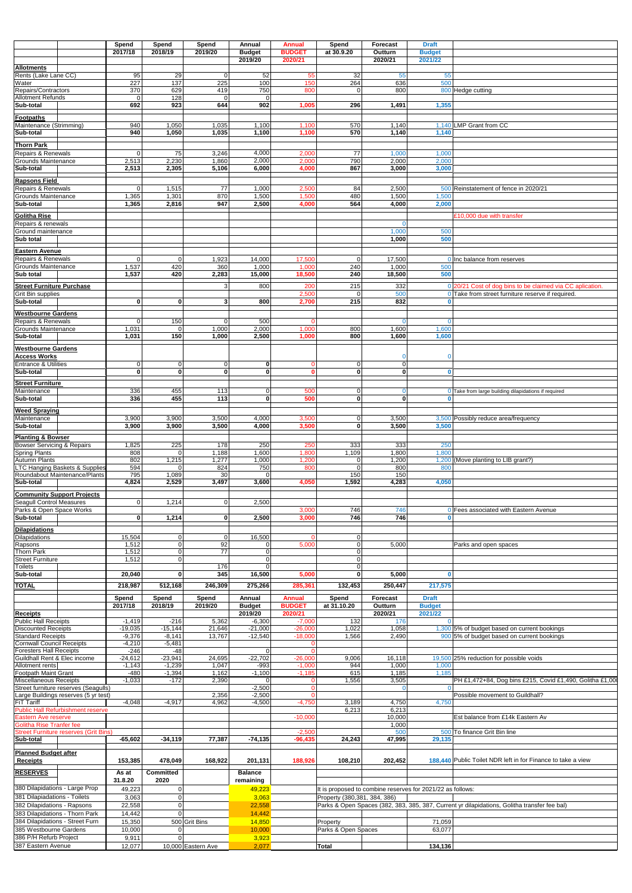| | Spend 2017/18 | Spend 2018/19 | Spend 2019/20 | Annual Budget 2019/20 | Annual BUDGET 2020/21 | Spend at 30.9.20 | Forecast Outturn 2020/21 | Draft Budget 2021/22 | |
|---|---|---|---|---|---|---|---|---|---|
| **Allotments** | | | | | | | | | |
| Rents (Lake Lane CC) | 95 | 29 | 0 | 52 | 55 | 32 | 55 | 55 | |
| Water | 227 | 137 | 225 | 100 | 150 | 264 | 636 | 500 | |
| Repairs/Contractors | 370 | 629 | 419 | 750 | 800 | 0 | 800 | 800 | Hedge cutting |
| Allotment Refunds | 0 | 128 | 0 | 0 | | | | | |
| **Sub-total** | **692** | **923** | **644** | **902** | **1,005** | **296** | **1,491** | **1,355** | |
| **Footpaths** | | | | | | | | | |
| Maintenance (Strimming) | 940 | 1,050 | 1,035 | 1,100 | 1,100 | 570 | 1,140 | 1,140 | LMP Grant from CC |
| **Sub-total** | **940** | **1,050** | **1,035** | **1,100** | **1,100** | **570** | **1,140** | **1,140** | |
| **Thorn Park** | | | | | | | | | |
| Repairs & Renewals | 0 | 75 | 3,246 | 4,000 | 2,000 | 77 | 1,000 | 1,000 | |
| Grounds Maintenance | 2,513 | 2,230 | 1,860 | 2,000 | 2,000 | 790 | 2,000 | 2,000 | |
| **Sub-total** | **2,513** | **2,305** | **5,106** | **6,000** | **4,000** | **867** | **3,000** | **3,000** | |
| **Rapsons Field** | | | | | | | | | |
| Repairs & Renewals | 0 | 1,515 | 77 | 1,000 | 2,500 | 84 | 2,500 | 500 | Reinstatement of fence in 2020/21 |
| Grounds Maintenance | 1,365 | 1,301 | 870 | 1,500 | 1,500 | 480 | 1,500 | 1,500 | |
| **Sub-total** | **1,365** | **2,816** | **947** | **2,500** | **4,000** | **564** | **4,000** | **2,000** | |
| **Golitha Rise** | | | | | | | | | £10,000 due with transfer |
| Repairs & renewals | | | | | | | 0 | | |
| Ground maintenance | | | | | | | 1,000 | 500 | |
| **Sub total** | | | | | | | **1,000** | **500** | |
| **Eastern Avenue** | | | | | | | | | |
| Repairs & Renewals | 0 | 0 | 1,923 | 14,000 | 17,500 | 0 | 17,500 | 0 | Inc balance from reserves |
| Grounds Maintenance | 1,537 | 420 | 360 | 1,000 | 1,000 | 240 | 1,000 | 500 | |
| **Sub total** | **1,537** | **420** | **2,283** | **15,000** | **18,500** | **240** | **18,500** | **500** | |
| **Street Furniture Purchase** | | | 3 | 800 | 200 | 215 | 332 | 0 | 20/21 Cost of dog bins to be claimed via CC aplication. |
| Grit Bin supplies | | | | | 2,500 | 0 | 500 | 0 | Take from street furniture reserve if required. |
| **Sub-total** | **0** | **0** | **3** | **800** | **2,700** | **215** | **832** | **0** | |
| **Westbourne Gardens** | | | | | | | | | |
| Repairs & Renewals | 0 | 150 | 0 | 500 | 0 | | 0 | 0 | |
| Grounds Maintenance | 1,031 | 0 | 1,000 | 2,000 | 1,000 | 800 | 1,600 | 1,600 | |
| **Sub-total** | **1,031** | **150** | **1,000** | **2,500** | **1,000** | **800** | **1,600** | **1,600** | |
| **Westbourne Gardens Access Works** | | | | | | | 0 | 0 | |
| Entrance & Utilities | 0 | 0 | 0 | 0 | 0 | 0 | 0 | | |
| **Sub-total** | **0** | **0** | **0** | **0** | **0** | **0** | **0** | **0** | |
| **Street Furniture** | | | | | | | | | |
| Maintenance | 336 | 455 | 113 | 0 | 500 | 0 | 0 | 0 | Take from large building dilapidations if required |
| **Sub-total** | **336** | **455** | **113** | **0** | **500** | **0** | **0** | **0** | |
| **Weed Spraying** | | | | | | | | | |
| Maintenance | 3,900 | 3,900 | 3,500 | 4,000 | 3,500 | 0 | 3,500 | 3,500 | Possibly reduce area/frequency |
| **Sub-total** | **3,900** | **3,900** | **3,500** | **4,000** | **3,500** | **0** | **3,500** | **3,500** | |
| **Planting & Bowser** | | | | | | | | | |
| Bowser Servicing & Repairs | 1,825 | 225 | 178 | 250 | 250 | 333 | 333 | 250 | |
| Spring Plants | 808 | 0 | 1,188 | 1,600 | 1,800 | 1,109 | 1,800 | 1,800 | |
| Autumn Plants | 802 | 1,215 | 1,277 | 1,000 | 1,200 | 0 | 1,200 | 1,200 | (Move planting to LIB grant?) |
| LTC Hanging Baskets & Supplies | 594 | 0 | 824 | 750 | 800 | 0 | 800 | 800 | |
| Roundabout Maintenance/Plants | 795 | 1,089 | 30 | 0 | | 150 | 150 | | |
| **Sub-total** | **4,824** | **2,529** | **3,497** | **3,600** | **4,050** | **1,592** | **4,283** | **4,050** | |
| **Community Support Projects** | | | | | | | | | |
| Seagull Control Measures | 0 | 1,214 | 0 | 2,500 | | | | | |
| Parks & Open Space Works | | | | | 3,000 | 746 | 746 | 0 | Fees associated with Eastern Avenue |
| **Sub-total** | **0** | **1,214** | **0** | **2,500** | **3,000** | **746** | **746** | **0** | |
| **Dilapidations** | | | | | | | | | |
| Dilapidations | 15,504 | 0 | 0 | 16,500 | 0 | 0 | | | |
| Rapsons | 1,512 | 0 | 92 | 0 | 5,000 | 0 | 5,000 | | Parks and open spaces |
| Thorn Park | 1,512 | 0 | 77 | 0 | | 0 | | | |
| Street Furniture | 1,512 | 0 | | 0 | | 0 | | | |
| Toilets | | | 176 | 0 | | 0 | | | |
| **Sub-total** | **20,040** | **0** | **345** | **16,500** | **5,000** | **0** | **5,000** | **0** | |
| **TOTAL** | **218,987** | **512,168** | **246,309** | **275,266** | **285,361** | **132,453** | **250,447** | **217,575** | |

| | Spend 2017/18 | Spend 2018/19 | Spend 2019/20 | Annual Budget 2019/20 | Annual BUDGET 2020/21 | Spend at 31.10.20 | Forecast Outturn 2020/21 | Draft Budget 2021/22 | |
|---|---|---|---|---|---|---|---|---|---|
| **Receipts** | | | | | | | | | |
| Public Hall Receipts | -1,419 | -216 | 5,362 | -6,300 | -7,000 | 132 | 176 | 0 | |
| Discounted Receipts | -19,035 | -15,144 | 21,646 | -21,000 | -26,000 | 1,022 | 1,058 | 1,300 | 5% of budget based on current bookings |
| Standard Receipts | -9,376 | -8,141 | 13,767 | -12,540 | -18,000 | 1,566 | 2,490 | 900 | 5% of budget based on current bookings |
| Cornwall Council Receipts | -4,210 | -5,481 | | | 0 | | | | |
| Foresters Hall Receipts | -246 | -48 | | 0 | 0 | | | | |
| Guildhall Rent & Elec income | -24,612 | -23,941 | 24,695 | -22,702 | -26,000 | 9,006 | 16,118 | 19,500 | 25% reduction for possible voids |
| Allotment rents | -1,143 | -1,239 | 1,047 | -993 | -1,000 | 944 | 1,000 | 1,000 | |
| Footpath Maint Grant | -480 | -1,394 | 1,162 | -1,100 | -1,185 | 615 | 1,185 | 1,185 | |
| Miscellaneous Receipts | -1,033 | -172 | 2,390 | 0 | 0 | 1,556 | 3,505 | | PH £1,472+84, Dog bins £215, Covid £1,490, Golitha £1,000 |
| Street furniture reserves (Seagulls) | | | | -2,500 | 0 | | 0 | 0 | |
| Large Buildings reserves (5 yr test) | | | 2,356 | -2,500 | 0 | | | | Possible movement to Guildhall? |
| FiT Tariff | -4,048 | -4,917 | 4,962 | -4,500 | -4,750 | 3,189 | 4,750 | 4,750 | |
| Public Hall Refurbishment reserve | | | | | | 6,213 | 6,213 | | |
| Eastern Ave reserve | | | | | -10,000 | | 10,000 | | Est balance from £14k Eastern Av |
| Golitha Rise Tranfer fee | | | | | | | 1,000 | | |
| Street Furniture reserves (Grit Bins) | | | | | -2,500 | | 500 | 500 | To finance Grit Bin line |
| **Sub-total** | **-65,602** | **-34,119** | **77,387** | **-74,135** | **-96,435** | **24,243** | **47,995** | **29,135** | |
| **Planned Budget after Receipts** | **153,385** | **478,049** | **168,922** | **201,131** | **188,926** | **108,210** | **202,452** | **188,440** | Public Toilet NDR left in for Finance to take a view |

| **RESERVES** | As at 31.8.20 | Committed 2020 | | Balance remaining | |
|---|---|---|---|---|---|
| 380 Dilapidations - Large Prop | 49,223 | 0 | | 49,223 | |
| 381 Dilapiadations - Toilets | 3,063 | 0 | | 3,063 | |
| 382 Dilapidations - Rapsons | 22,558 | 0 | | 22,558 | |
| 383 Dilapidations - Thorn Park | 14,442 | 0 | | 14,442 | |
| 384 Dilapidations - Street Furn | 15,350 | 500 | Grit Bins | 14,850 | |
| 385 Westbourne Gardens | 10,000 | 0 | | 10,000 | |
| 386 P/H Refurb Project | 9,911 | 0 | | 3,923 | |
| 387 Eastern Avenue | 12,077 | 10,000 | Eastern Ave | 2,077 | |

It is proposed to combine reserves for 2021/22 as follows:

Property (380,381, 384, 386)

Parks & Open Spaces (382, 383, 385, 387, Current yr dilapidations, Golitha transfer fee bal)

| | |
|---|---|
| Property | 71,059 |
| Parks & Open Spaces | 63,077 |
| **Total** | **134,136** |